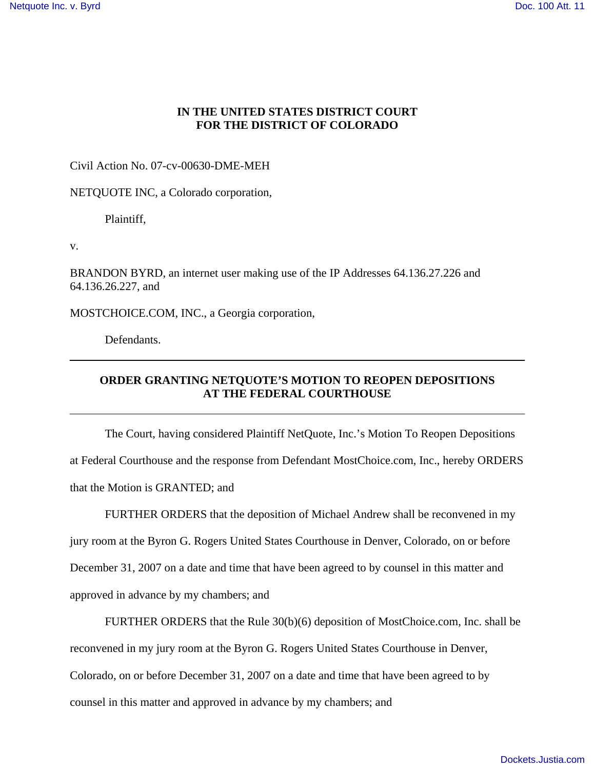**IN THE UNITED STATES DISTRICT COURT**
**FOR THE DISTRICT OF COLORADO**

Civil Action No. 07-cv-00630-DME-MEH

NETQUOTE INC, a Colorado corporation,

Plaintiff,

v.

BRANDON BYRD, an internet user making use of the IP Addresses 64.136.27.226 and 64.136.26.227, and

MOSTCHOICE.COM, INC., a Georgia corporation,

Defendants.

---

**ORDER GRANTING NETQUOTE'S MOTION TO REOPEN DEPOSITIONS AT THE FEDERAL COURTHOUSE**

---

The Court, having considered Plaintiff NetQuote, Inc.'s Motion To Reopen Depositions at Federal Courthouse and the response from Defendant MostChoice.com, Inc., hereby ORDERS that the Motion is GRANTED; and

FURTHER ORDERS that the deposition of Michael Andrew shall be reconvened in my jury room at the Byron G. Rogers United States Courthouse in Denver, Colorado, on or before December 31, 2007 on a date and time that have been agreed to by counsel in this matter and approved in advance by my chambers; and

FURTHER ORDERS that the Rule 30(b)(6) deposition of MostChoice.com, Inc. shall be reconvened in my jury room at the Byron G. Rogers United States Courthouse in Denver, Colorado, on or before December 31, 2007 on a date and time that have been agreed to by counsel in this matter and approved in advance by my chambers; and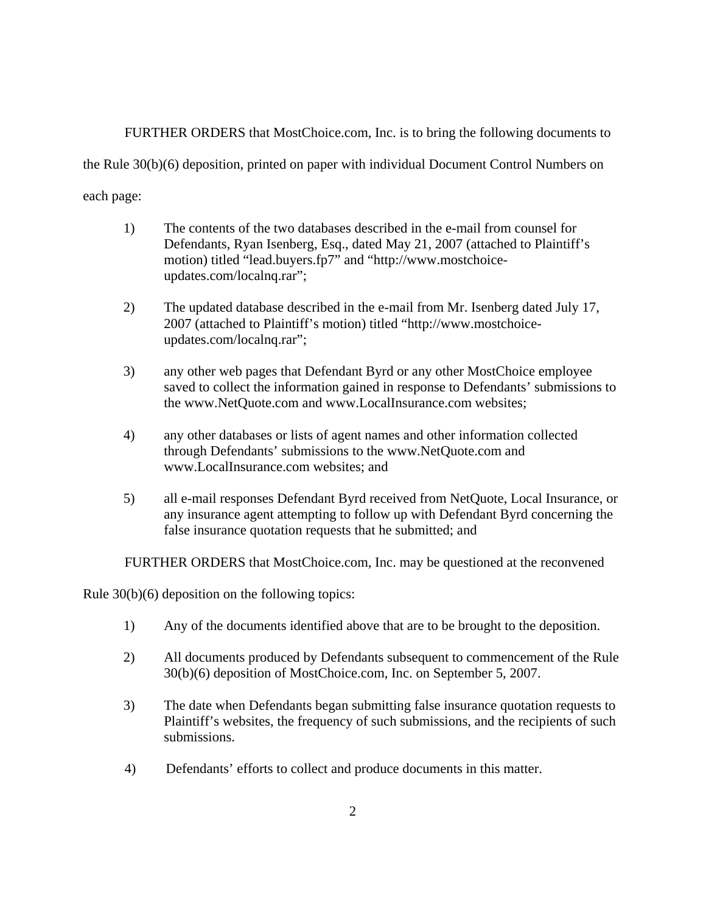FURTHER ORDERS that MostChoice.com, Inc. is to bring the following documents to the Rule 30(b)(6) deposition, printed on paper with individual Document Control Numbers on each page:

1) The contents of the two databases described in the e-mail from counsel for Defendants, Ryan Isenberg, Esq., dated May 21, 2007 (attached to Plaintiff's motion) titled "lead.buyers.fp7" and "http://www.mostchoice-updates.com/localnq.rar";

2) The updated database described in the e-mail from Mr. Isenberg dated July 17, 2007 (attached to Plaintiff's motion) titled "http://www.mostchoice-updates.com/localnq.rar";

3) any other web pages that Defendant Byrd or any other MostChoice employee saved to collect the information gained in response to Defendants' submissions to the www.NetQuote.com and www.LocalInsurance.com websites;

4) any other databases or lists of agent names and other information collected through Defendants' submissions to the www.NetQuote.com and www.LocalInsurance.com websites; and

5) all e-mail responses Defendant Byrd received from NetQuote, Local Insurance, or any insurance agent attempting to follow up with Defendant Byrd concerning the false insurance quotation requests that he submitted; and

FURTHER ORDERS that MostChoice.com, Inc. may be questioned at the reconvened Rule 30(b)(6) deposition on the following topics:

1) Any of the documents identified above that are to be brought to the deposition.

2) All documents produced by Defendants subsequent to commencement of the Rule 30(b)(6) deposition of MostChoice.com, Inc. on September 5, 2007.

3) The date when Defendants began submitting false insurance quotation requests to Plaintiff's websites, the frequency of such submissions, and the recipients of such submissions.

4) Defendants' efforts to collect and produce documents in this matter.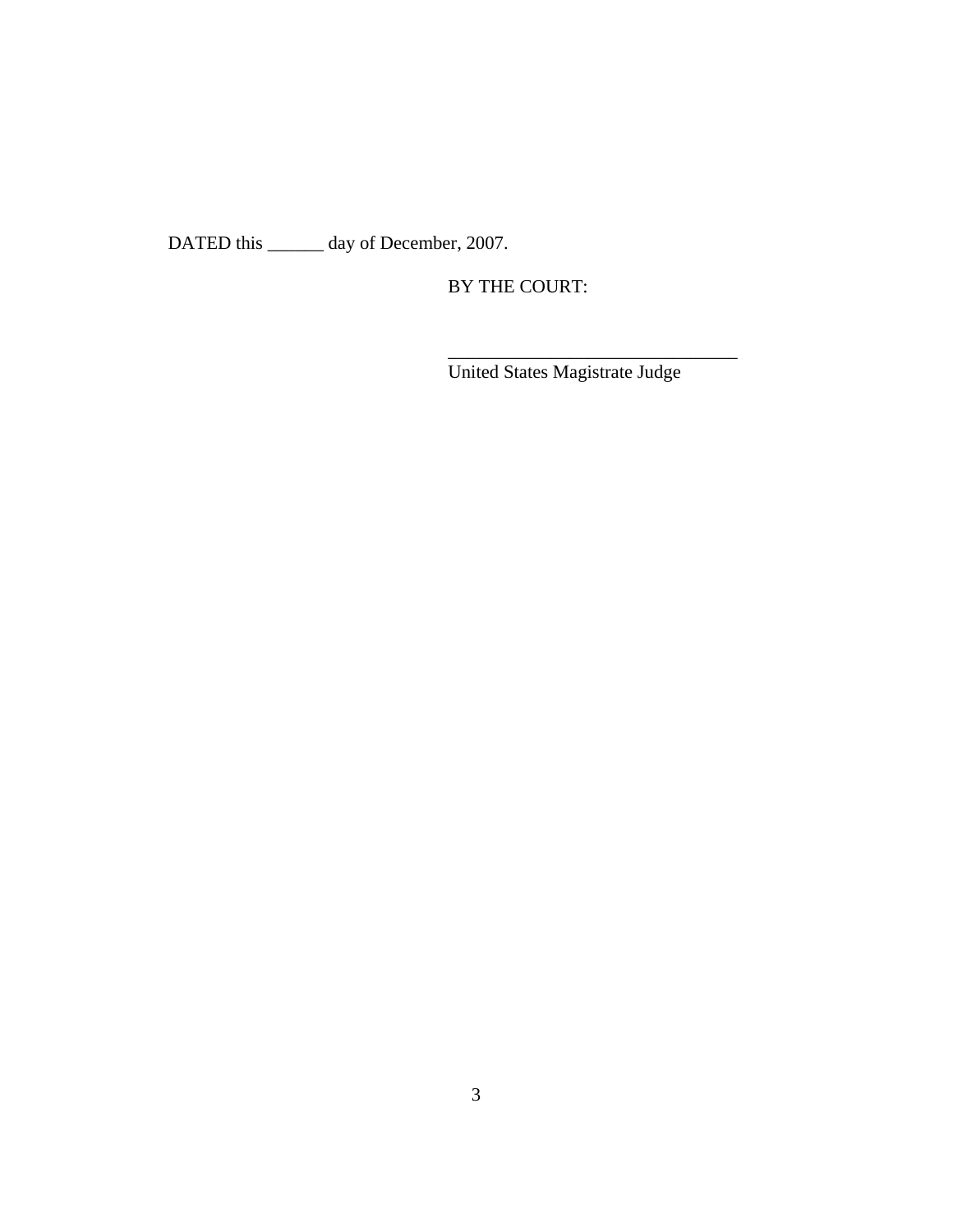DATED this ______ day of December, 2007.

BY THE COURT:

________________________________
United States Magistrate Judge